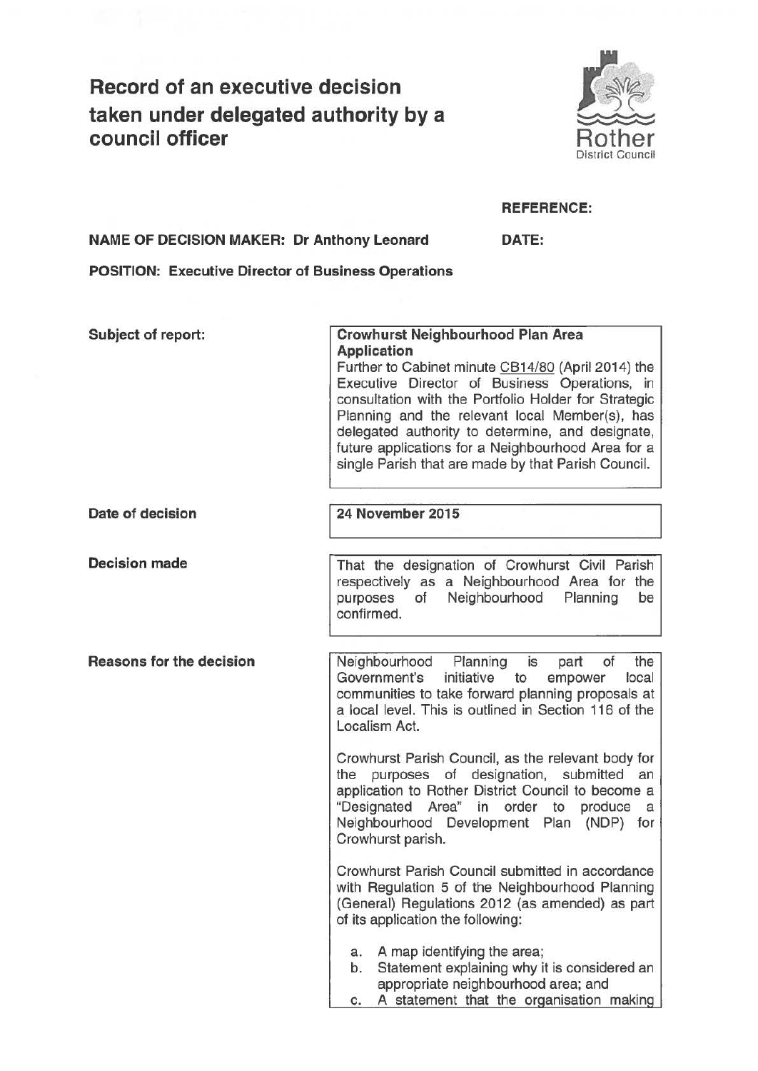# Record of an executive decision taken under delegated authority by a council officer

Rother District Council

**REFERENCE:**

**NAME OF DECISION MAKER: Dr Anthony Leonard**

**DATE:**

**POSITION: Executive Director of Business Operations**

| | |
|---|---|
| **Subject of report:** | **Crowhurst Neighbourhood Plan Area Application**<br>Further to Cabinet minute CB14/80 (April 2014) the Executive Director of Business Operations, in consultation with the Portfolio Holder for Strategic Planning and the relevant local Member(s), has delegated authority to determine, and designate, future applications for a Neighbourhood Area for a single Parish that are made by that Parish Council. |
| **Date of decision** | **24 November 2015** |
| **Decision made** | That the designation of Crowhurst Civil Parish respectively as a Neighbourhood Area for the purposes of Neighbourhood Planning be confirmed. |
| **Reasons for the decision** | Neighbourhood Planning is part of the Government's initiative to empower local communities to take forward planning proposals at a local level. This is outlined in Section 116 of the Localism Act.<br><br>Crowhurst Parish Council, as the relevant body for the purposes of designation, submitted an application to Rother District Council to become a "Designated Area" in order to produce a Neighbourhood Development Plan (NDP) for Crowhurst parish.<br><br>Crowhurst Parish Council submitted in accordance with Regulation 5 of the Neighbourhood Planning (General) Regulations 2012 (as amended) as part of its application the following:<br><br>a. A map identifying the area;<br>b. Statement explaining why it is considered an appropriate neighbourhood area; and<br>c. A statement that the organisation making |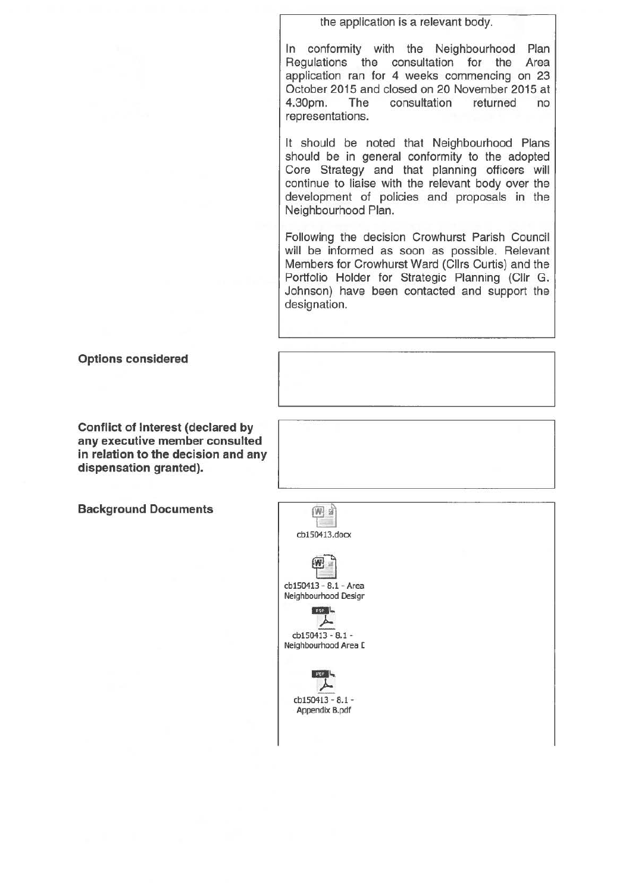the application is a relevant body.

In conformity with the Neighbourhood Plan Regulations the consultation for the Area application ran for 4 weeks commencing on 23 October 2015 and closed on 20 November 2015 at 4.30pm. The consultation returned no representations.

It should be noted that Neighbourhood Plans should be in general conformity to the adopted Core Strategy and that planning officers will continue to liaise with the relevant body over the development of policies and proposals in the Neighbourhood Plan.

Following the decision Crowhurst Parish Council will be informed as soon as possible. Relevant Members for Crowhurst Ward (Cllrs Curtis) and the Portfolio Holder for Strategic Planning (Cllr G. Johnson) have been contacted and support the designation.

| | |
|---|---|
| **Options considered** | |
| **Conflict of Interest (declared by any executive member consulted in relation to the decision and any dispensation granted).** | |
| **Background Documents** | cb150413.docx<br>cb150413 - 8.1 - Area Neighbourhood Desigr<br>cb150413 - 8.1 - Neighbourhood Area [<br>cb150413 - 8.1 - Appendix B.pdf |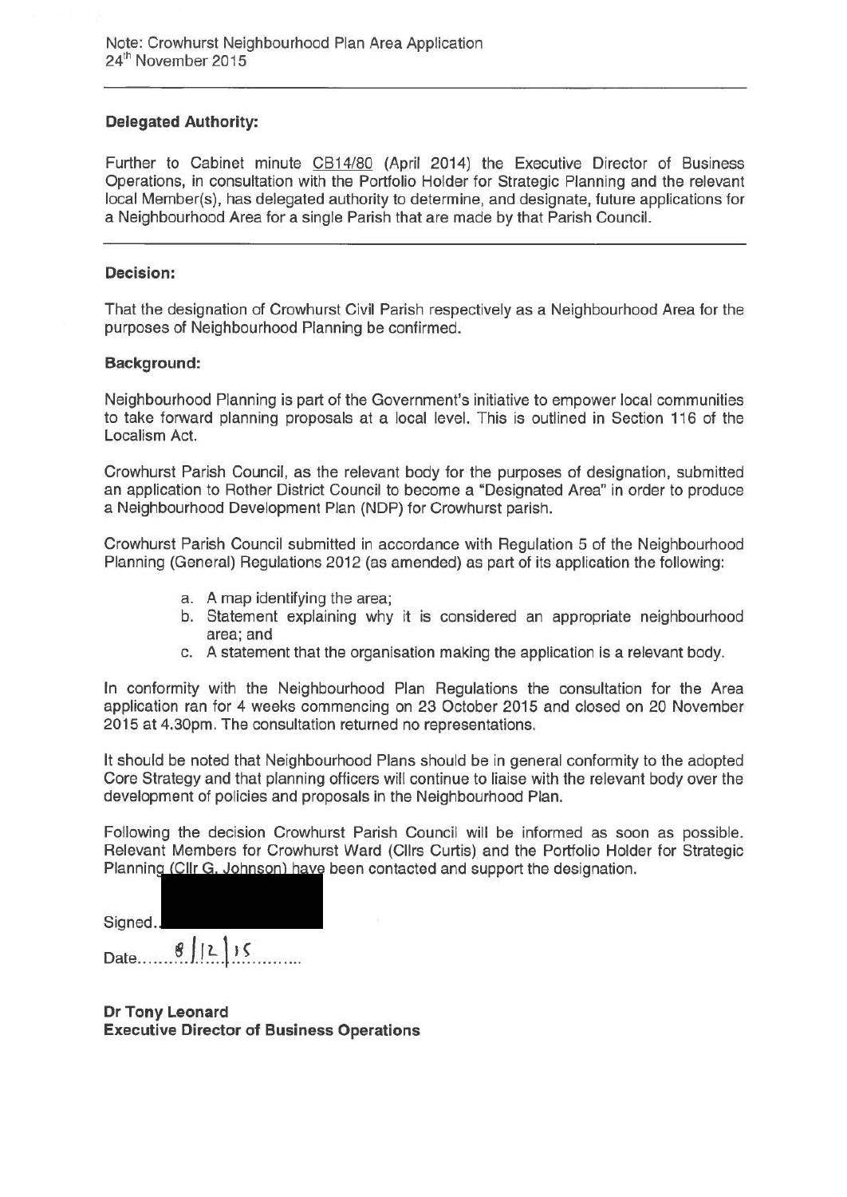Note: Crowhurst Neighbourhood Plan Area Application
24th November 2015

---

**Delegated Authority:**

Further to Cabinet minute CB14/80 (April 2014) the Executive Director of Business Operations, in consultation with the Portfolio Holder for Strategic Planning and the relevant local Member(s), has delegated authority to determine, and designate, future applications for a Neighbourhood Area for a single Parish that are made by that Parish Council.

---

**Decision:**

That the designation of Crowhurst Civil Parish respectively as a Neighbourhood Area for the purposes of Neighbourhood Planning be confirmed.

**Background:**

Neighbourhood Planning is part of the Government's initiative to empower local communities to take forward planning proposals at a local level. This is outlined in Section 116 of the Localism Act.

Crowhurst Parish Council, as the relevant body for the purposes of designation, submitted an application to Rother District Council to become a "Designated Area" in order to produce a Neighbourhood Development Plan (NDP) for Crowhurst parish.

Crowhurst Parish Council submitted in accordance with Regulation 5 of the Neighbourhood Planning (General) Regulations 2012 (as amended) as part of its application the following:

a. A map identifying the area;
b. Statement explaining why it is considered an appropriate neighbourhood area; and
c. A statement that the organisation making the application is a relevant body.

In conformity with the Neighbourhood Plan Regulations the consultation for the Area application ran for 4 weeks commencing on 23 October 2015 and closed on 20 November 2015 at 4.30pm. The consultation returned no representations.

It should be noted that Neighbourhood Plans should be in general conformity to the adopted Core Strategy and that planning officers will continue to liaise with the relevant body over the development of policies and proposals in the Neighbourhood Plan.

Following the decision Crowhurst Parish Council will be informed as soon as possible. Relevant Members for Crowhurst Ward (Cllrs Curtis) and the Portfolio Holder for Strategic Planning (Cllr G. Johnson) have been contacted and support the designation.

Signed.

Date 8/12/15

**Dr Tony Leonard**
**Executive Director of Business Operations**